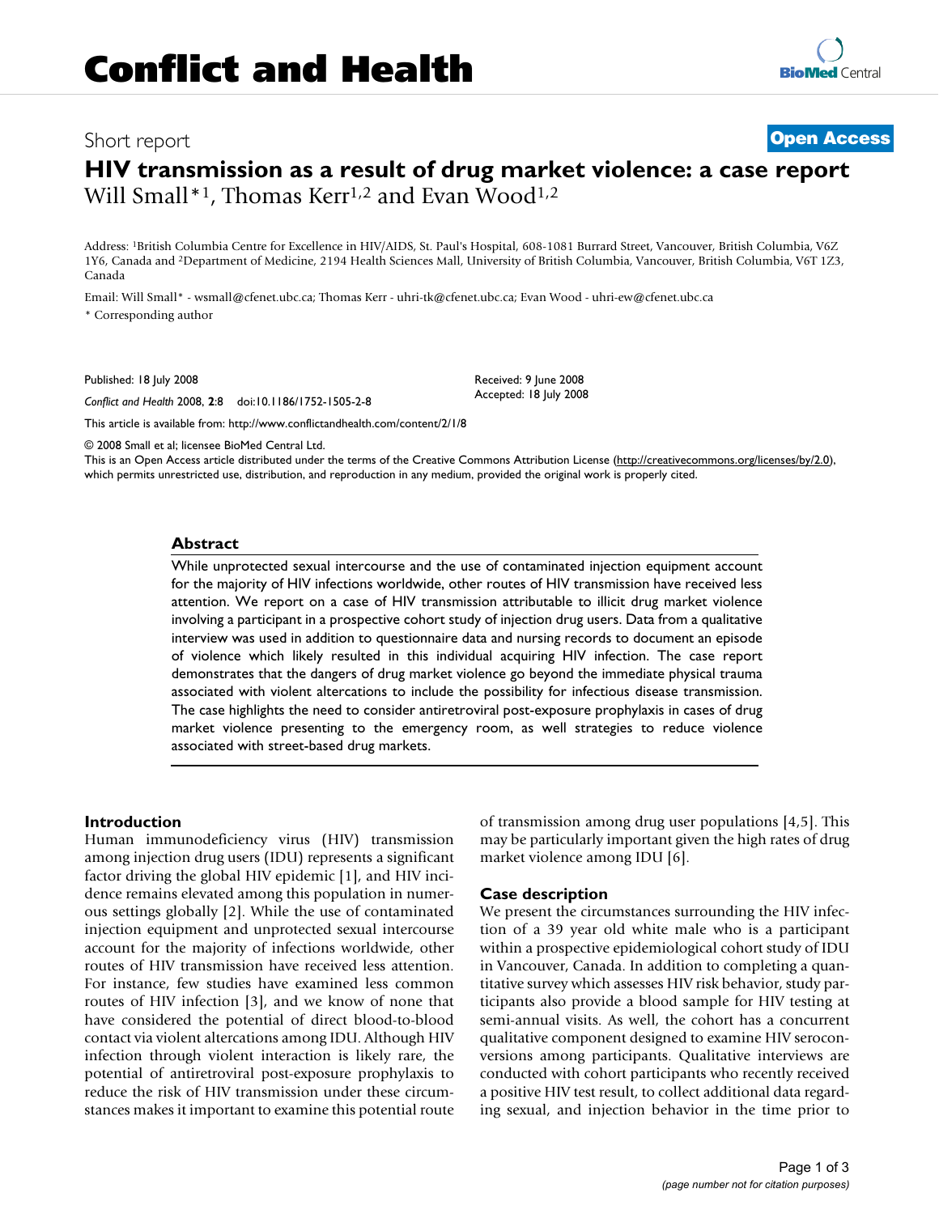# Conflict and Health

Short report

**Open Access**

# HIV transmission as a result of drug market violence: a case report

Will Small*[1], Thomas Kerr[1,2] and Evan Wood[1,2]

Address: [1]British Columbia Centre for Excellence in HIV/AIDS, St. Paul's Hospital, 608-1081 Burrard Street, Vancouver, British Columbia, V6Z 1Y6, Canada and [2]Department of Medicine, 2194 Health Sciences Mall, University of British Columbia, Vancouver, British Columbia, V6T 1Z3, Canada

Email: Will Small* - wsmall@cfenet.ubc.ca; Thomas Kerr - uhri-tk@cfenet.ubc.ca; Evan Wood - uhri-ew@cfenet.ubc.ca

* Corresponding author

Published: 18 July 2008

*Conflict and Health* 2008, **2**:8 doi:10.1186/1752-1505-2-8

Received: 9 June 2008
Accepted: 18 July 2008

This article is available from: http://www.conflictandhealth.com/content/2/1/8

© 2008 Small et al; licensee BioMed Central Ltd.

This is an Open Access article distributed under the terms of the Creative Commons Attribution License (http://creativecommons.org/licenses/by/2.0), which permits unrestricted use, distribution, and reproduction in any medium, provided the original work is properly cited.

## Abstract

While unprotected sexual intercourse and the use of contaminated injection equipment account for the majority of HIV infections worldwide, other routes of HIV transmission have received less attention. We report on a case of HIV transmission attributable to illicit drug market violence involving a participant in a prospective cohort study of injection drug users. Data from a qualitative interview was used in addition to questionnaire data and nursing records to document an episode of violence which likely resulted in this individual acquiring HIV infection. The case report demonstrates that the dangers of drug market violence go beyond the immediate physical trauma associated with violent altercations to include the possibility for infectious disease transmission. The case highlights the need to consider antiretroviral post-exposure prophylaxis in cases of drug market violence presenting to the emergency room, as well strategies to reduce violence associated with street-based drug markets.

## Introduction

Human immunodeficiency virus (HIV) transmission among injection drug users (IDU) represents a significant factor driving the global HIV epidemic [1], and HIV incidence remains elevated among this population in numerous settings globally [2]. While the use of contaminated injection equipment and unprotected sexual intercourse account for the majority of infections worldwide, other routes of HIV transmission have received less attention. For instance, few studies have examined less common routes of HIV infection [3], and we know of none that have considered the potential of direct blood-to-blood contact via violent altercations among IDU. Although HIV infection through violent interaction is likely rare, the potential of antiretroviral post-exposure prophylaxis to reduce the risk of HIV transmission under these circumstances makes it important to examine this potential route of transmission among drug user populations [4,5]. This may be particularly important given the high rates of drug market violence among IDU [6].

## Case description

We present the circumstances surrounding the HIV infection of a 39 year old white male who is a participant within a prospective epidemiological cohort study of IDU in Vancouver, Canada. In addition to completing a quantitative survey which assesses HIV risk behavior, study participants also provide a blood sample for HIV testing at semi-annual visits. As well, the cohort has a concurrent qualitative component designed to examine HIV seroconversions among participants. Qualitative interviews are conducted with cohort participants who recently received a positive HIV test result, to collect additional data regarding sexual, and injection behavior in the time prior to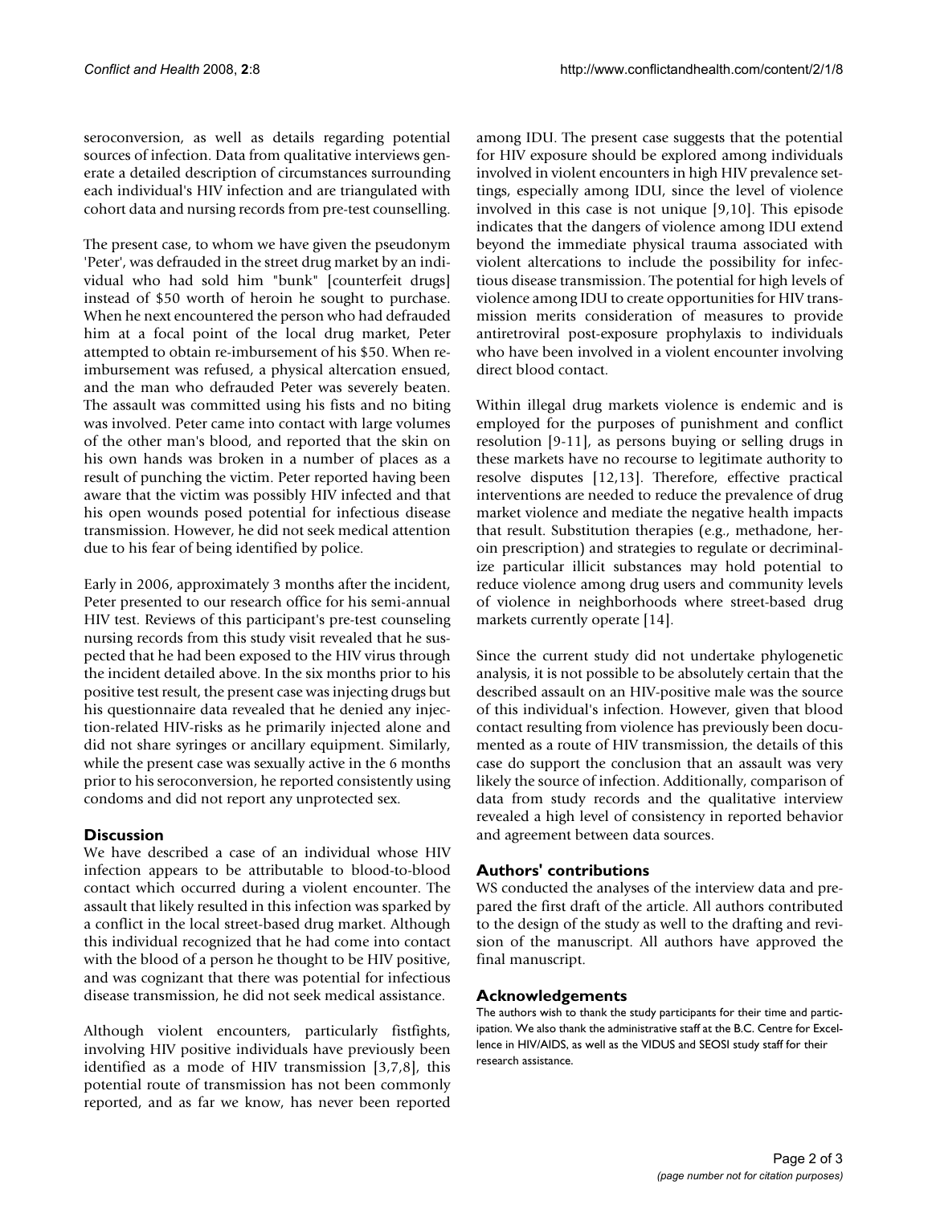seroconversion, as well as details regarding potential sources of infection. Data from qualitative interviews generate a detailed description of circumstances surrounding each individual's HIV infection and are triangulated with cohort data and nursing records from pre-test counselling.

The present case, to whom we have given the pseudonym 'Peter', was defrauded in the street drug market by an individual who had sold him "bunk" [counterfeit drugs] instead of $50 worth of heroin he sought to purchase. When he next encountered the person who had defrauded him at a focal point of the local drug market, Peter attempted to obtain re-imbursement of his $50. When re-imbursement was refused, a physical altercation ensued, and the man who defrauded Peter was severely beaten. The assault was committed using his fists and no biting was involved. Peter came into contact with large volumes of the other man's blood, and reported that the skin on his own hands was broken in a number of places as a result of punching the victim. Peter reported having been aware that the victim was possibly HIV infected and that his open wounds posed potential for infectious disease transmission. However, he did not seek medical attention due to his fear of being identified by police.

Early in 2006, approximately 3 months after the incident, Peter presented to our research office for his semi-annual HIV test. Reviews of this participant's pre-test counseling nursing records from this study visit revealed that he suspected that he had been exposed to the HIV virus through the incident detailed above. In the six months prior to his positive test result, the present case was injecting drugs but his questionnaire data revealed that he denied any injection-related HIV-risks as he primarily injected alone and did not share syringes or ancillary equipment. Similarly, while the present case was sexually active in the 6 months prior to his seroconversion, he reported consistently using condoms and did not report any unprotected sex.

## Discussion

We have described a case of an individual whose HIV infection appears to be attributable to blood-to-blood contact which occurred during a violent encounter. The assault that likely resulted in this infection was sparked by a conflict in the local street-based drug market. Although this individual recognized that he had come into contact with the blood of a person he thought to be HIV positive, and was cognizant that there was potential for infectious disease transmission, he did not seek medical assistance.

Although violent encounters, particularly fistfights, involving HIV positive individuals have previously been identified as a mode of HIV transmission [3,7,8], this potential route of transmission has not been commonly reported, and as far we know, has never been reported among IDU. The present case suggests that the potential for HIV exposure should be explored among individuals involved in violent encounters in high HIV prevalence settings, especially among IDU, since the level of violence involved in this case is not unique [9,10]. This episode indicates that the dangers of violence among IDU extend beyond the immediate physical trauma associated with violent altercations to include the possibility for infectious disease transmission. The potential for high levels of violence among IDU to create opportunities for HIV transmission merits consideration of measures to provide antiretroviral post-exposure prophylaxis to individuals who have been involved in a violent encounter involving direct blood contact.

Within illegal drug markets violence is endemic and is employed for the purposes of punishment and conflict resolution [9-11], as persons buying or selling drugs in these markets have no recourse to legitimate authority to resolve disputes [12,13]. Therefore, effective practical interventions are needed to reduce the prevalence of drug market violence and mediate the negative health impacts that result. Substitution therapies (e.g., methadone, heroin prescription) and strategies to regulate or decriminalize particular illicit substances may hold potential to reduce violence among drug users and community levels of violence in neighborhoods where street-based drug markets currently operate [14].

Since the current study did not undertake phylogenetic analysis, it is not possible to be absolutely certain that the described assault on an HIV-positive male was the source of this individual's infection. However, given that blood contact resulting from violence has previously been documented as a route of HIV transmission, the details of this case do support the conclusion that an assault was very likely the source of infection. Additionally, comparison of data from study records and the qualitative interview revealed a high level of consistency in reported behavior and agreement between data sources.

## Authors' contributions

WS conducted the analyses of the interview data and prepared the first draft of the article. All authors contributed to the design of the study as well to the drafting and revision of the manuscript. All authors have approved the final manuscript.

## Acknowledgements

The authors wish to thank the study participants for their time and participation. We also thank the administrative staff at the B.C. Centre for Excellence in HIV/AIDS, as well as the VIDUS and SEOSI study staff for their research assistance.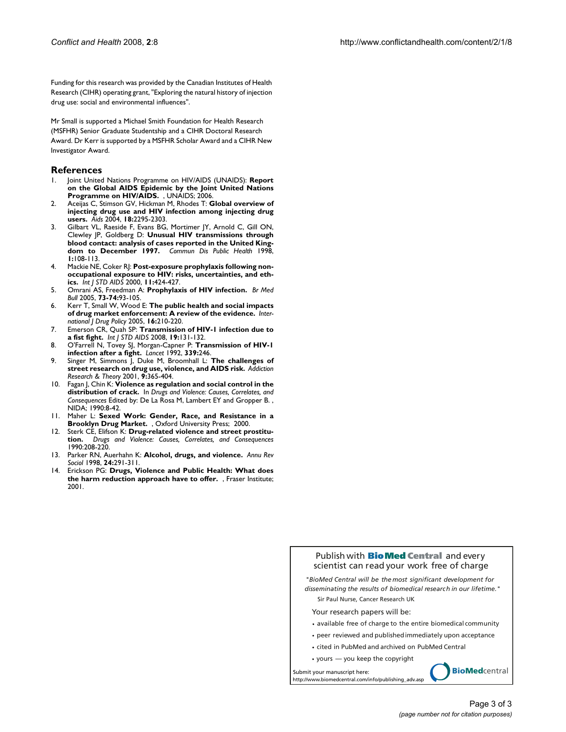Funding for this research was provided by the Canadian Institutes of Health Research (CIHR) operating grant, "Exploring the natural history of injection drug use: social and environmental influences".

Mr Small is supported a Michael Smith Foundation for Health Research (MSFHR) Senior Graduate Studentship and a CIHR Doctoral Research Award. Dr Kerr is supported by a MSFHR Scholar Award and a CIHR New Investigator Award.

## References

1. Joint United Nations Programme on HIV/AIDS (UNAIDS): **Report on the Global AIDS Epidemic by the Joint United Nations Programme on HIV/AIDS.** , UNAIDS; 2006.
2. Aceijas C, Stimson GV, Hickman M, Rhodes T: **Global overview of injecting drug use and HIV infection among injecting drug users.** *Aids* 2004, **18:**2295-2303.
3. Gilbart VL, Raeside F, Evans BG, Mortimer JY, Arnold C, Gill ON, Clewley JP, Goldberg D: **Unusual HIV transmissions through blood contact: analysis of cases reported in the United Kingdom to December 1997.** *Commun Dis Public Health* 1998, **1:**108-113.
4. Mackie NE, Coker RJ: **Post-exposure prophylaxis following non-occupational exposure to HIV: risks, uncertainties, and ethics.** *Int J STD AIDS* 2000, **11:**424-427.
5. Omrani AS, Freedman A: **Prophylaxis of HIV infection.** *Br Med Bull* 2005, **73-74:**93-105.
6. Kerr T, Small W, Wood E: **The public health and social impacts of drug market enforcement: A review of the evidence.** *International J Drug Policy* 2005, **16:**210-220.
7. Emerson CR, Quah SP: **Transmission of HIV-1 infection due to a fist fight.** *Int J STD AIDS* 2008, **19:**131-132.
8. O'Farrell N, Tovey SJ, Morgan-Capner P: **Transmission of HIV-1 infection after a fight.** *Lancet* 1992, **339:**246.
9. Singer M, Simmons J, Duke M, Broomhall L: **The challenges of street research on drug use, violence, and AIDS risk.** *Addiction Research & Theory* 2001, **9:**365-404.
10. Fagan J, Chin K: **Violence as regulation and social control in the distribution of crack.** In *Drugs and Violence: Causes, Correlates, and Consequences* Edited by: De La Rosa M, Lambert EY and Gropper B. , NIDA; 1990:8-42.
11. Maher L: **Sexed Work: Gender, Race, and Resistance in a Brooklyn Drug Market.** , Oxford University Press; 2000.
12. Sterk CE, Elifson K: **Drug-related violence and street prostitution.** *Drugs and Violence: Causes, Correlates, and Consequences* 1990:208-220.
13. Parker RN, Auerhahn K: **Alcohol, drugs, and violence.** *Annu Rev Sociol* 1998, **24:**291-311.
14. Erickson PG: **Drugs, Violence and Public Health: What does the harm reduction approach have to offer.** , Fraser Institute; 2001.